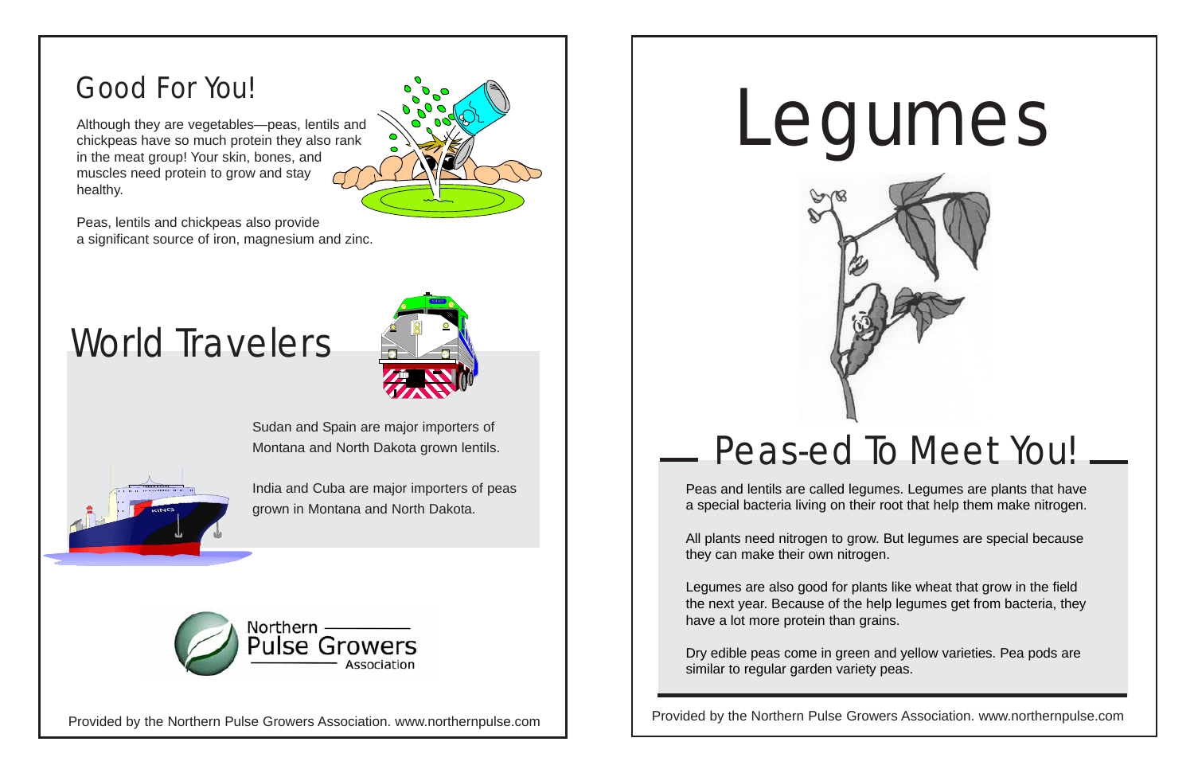## Good For You!

Although they are vegetables—peas, lentils and chickpeas have so much protein they also rank in the meat group! Your skin, bones, and muscles need protein to grow and stay healthy.

Peas, lentils and chickpeas also provide a significant source of iron, magnesium and zinc.

## World Travelers

Sudan and Spain are major importers of Montana and North Dakota grown lentils.

India and Cuba are major importers of peas grown in Montana and North Dakota.

Northern Pulse Growers Association

Provided by the Northern Pulse Growers Association. www.northernpulse.com

# Legumes

## Peas-ed To Meet You!

Peas and lentils are called legumes. Legumes are plants that have a special bacteria living on their root that help them make nitrogen.

All plants need nitrogen to grow. But legumes are special because they can make their own nitrogen.

Legumes are also good for plants like wheat that grow in the field the next year. Because of the help legumes get from bacteria, they have a lot more protein than grains.

Dry edible peas come in green and yellow varieties. Pea pods are similar to regular garden variety peas.

Provided by the Northern Pulse Growers Association. www.northernpulse.com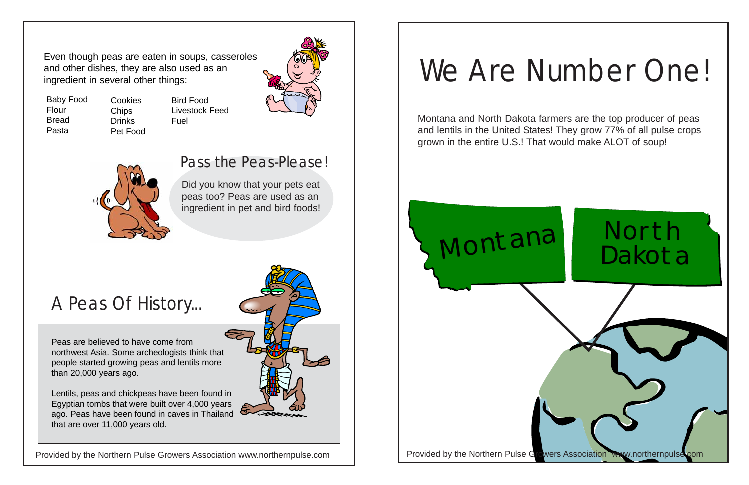Even though peas are eaten in soups, casseroles and other dishes, they are also used as an ingredient in several other things:

- Baby Food
- Flour
- Bread
- Pasta
- Cookies
- Chips
- Drinks
- Pet Food
- Bird Food
- Livestock Feed
- Fuel

## Pass the Peas-Please!

Did you know that your pets eat peas too? Peas are used as an ingredient in pet and bird foods!

## A Peas Of History...

Peas are believed to have come from northwest Asia. Some archeologists think that people started growing peas and lentils more than 20,000 years ago.

Lentils, peas and chickpeas have been found in Egyptian tombs that were built over 4,000 years ago. Peas have been found in caves in Thailand that are over 11,000 years old.

Provided by the Northern Pulse Growers Association www.northernpulse.com

# We Are Number One!

Montana and North Dakota farmers are the top producer of peas and lentils in the United States! They grow 77% of all pulse crops grown in the entire U.S.! That would make ALOT of soup!

Montana

North Dakota

Provided by the Northern Pulse Growers Association www.northernpulse.com